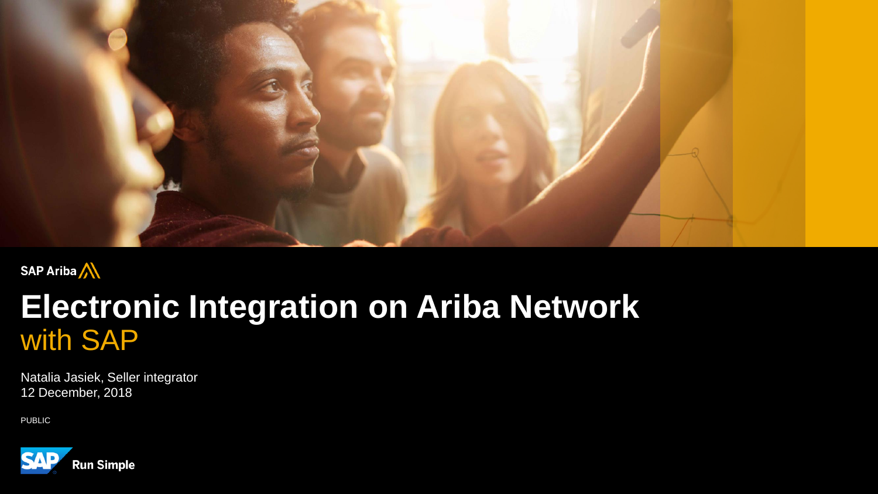SAP Ariba

# Electronic Integration on Ariba Network with SAP

Natalia Jasiek, Seller integrator
12 December, 2018

PUBLIC

SAP Run Simple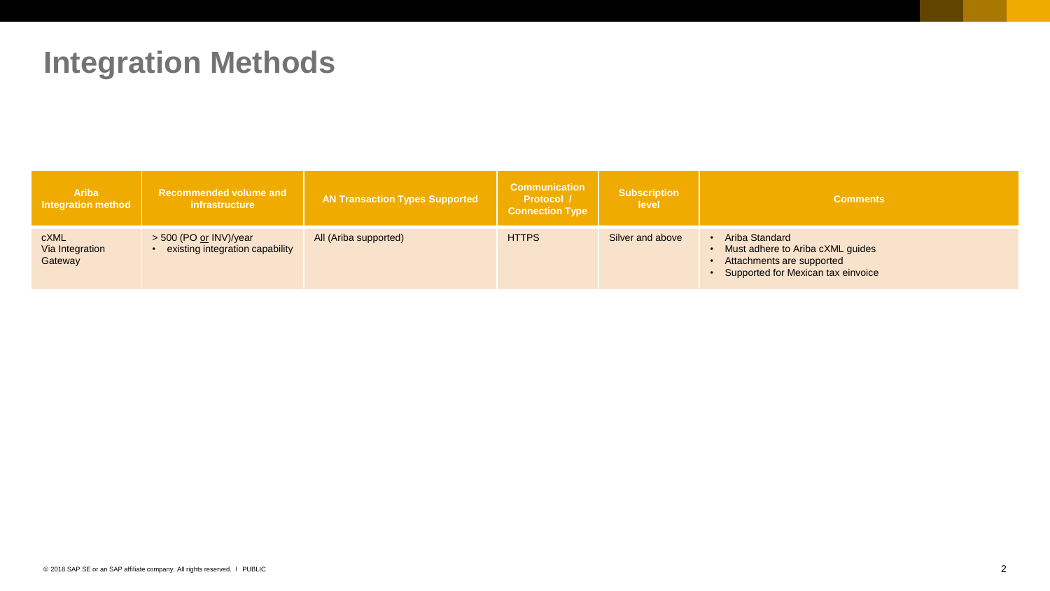# Integration Methods

| Ariba Integration method | Recommended volume and infrastructure | AN Transaction Types Supported | Communication Protocol / Connection Type | Subscription level | Comments |
|---|---|---|---|---|---|
| cXML Via Integration Gateway | > 500 (PO <u>or</u> INV)/year<br>• existing integration capability | All (Ariba supported) | HTTPS | Silver and above | • Ariba Standard<br>• Must adhere to Ariba cXML guides<br>• Attachments are supported<br>• Supported for Mexican tax einvoice |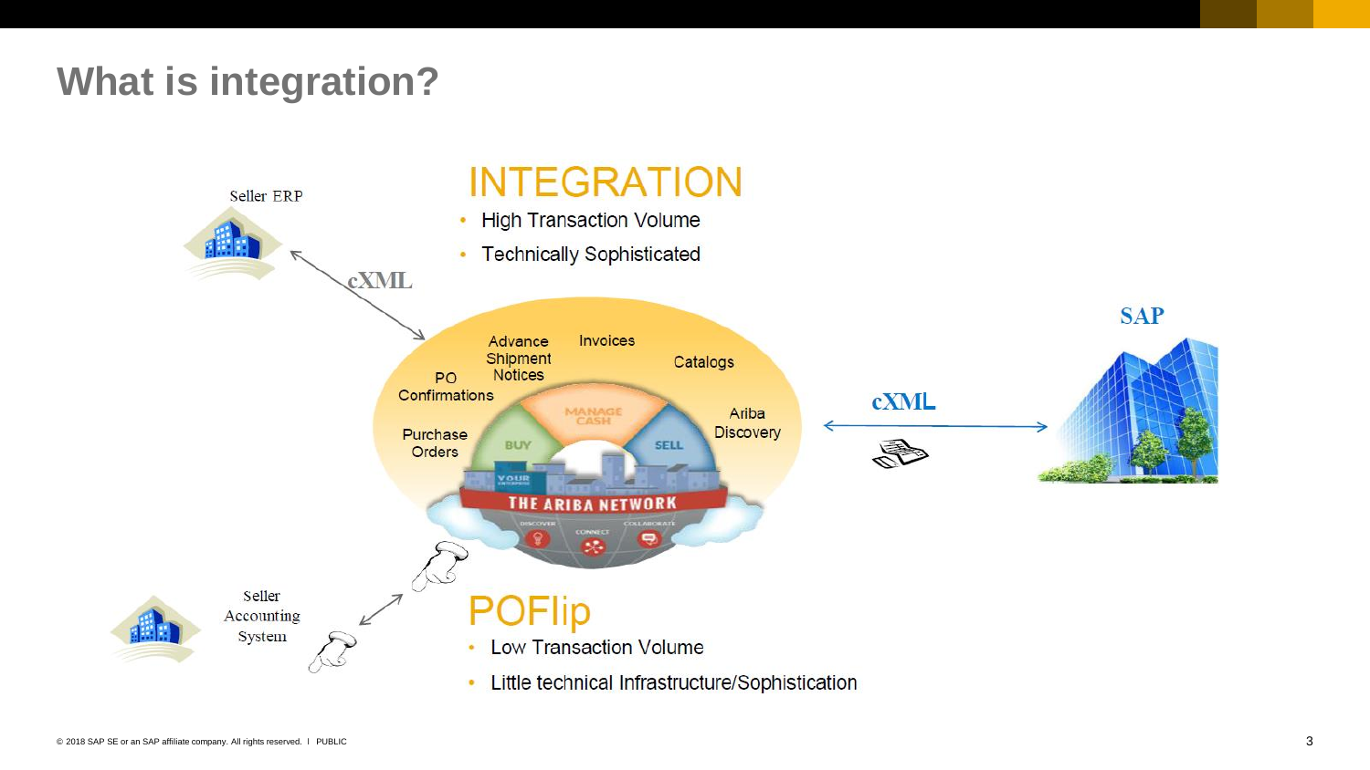# What is integration?

Seller ERP

cXML

## INTEGRATION

- High Transaction Volume
- Technically Sophisticated

Advance Shipment Notices

Invoices

Catalogs

PO Confirmations

Purchase Orders

Ariba Discovery

MANAGE CASH

BUY

SELL

YOUR ENTERPRISE

THE ARIBA NETWORK

DISCOVER CONNECT COLLABORATE

cXML

SAP

Seller Accounting System

## POFlip

- Low Transaction Volume
- Little technical Infrastructure/Sophistication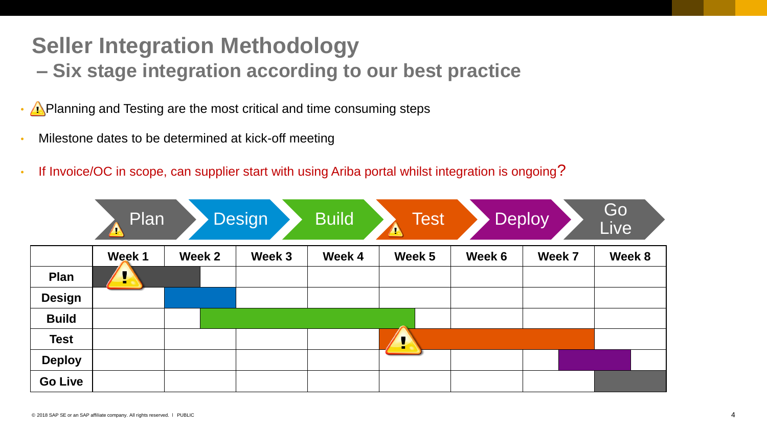# Seller Integration Methodology

## – Six stage integration according to our best practice

- ⚠ Planning and Testing are the most critical and time consuming steps
- Milestone dates to be determined at kick-off meeting
- If Invoice/OC in scope, can supplier start with using Ariba portal whilst integration is ongoing?

Plan → Design → Build → Test → Deploy → Go Live

| | Week 1 | Week 2 | Week 3 | Week 4 | Week 5 | Week 6 | Week 7 | Week 8 |
|---|---|---|---|---|---|---|---|---|
| **Plan** | ■ ⚠ | ■ (first half) | | | | | | |
| **Design** | | ■ | | | | | | |
| **Build** | | ■ (second half) | ■ | ■ | ■ (first half) | | | |
| **Test** | | | | | ■ ⚠ | ■ | ■ | |
| **Deploy** | | | | | | | ■ (second half) | ■ (first half) |
| **Go Live** | | | | | | | | ■ |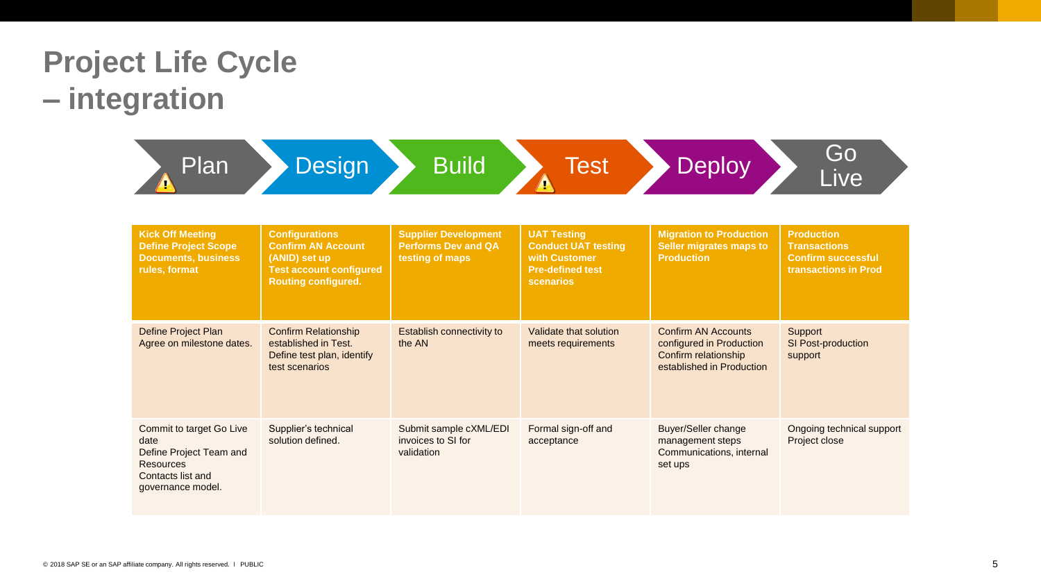# Project Life Cycle – integration

| Plan | Design | Build | Test | Deploy | Go Live |
|---|---|---|---|---|---|
| **Kick Off Meeting**<br>**Define Project Scope**<br>**Documents, business rules, format** | **Configurations**<br>**Confirm AN Account (ANID) set up**<br>**Test account configured**<br>**Routing configured.** | **Supplier Development**<br>**Performs Dev and QA testing of maps** | **UAT Testing**<br>**Conduct UAT testing with Customer**<br>**Pre-defined test scenarios** | **Migration to Production**<br>**Seller migrates maps to Production** | **Production Transactions**<br>**Confirm successful transactions in Prod** |
| Define Project Plan<br>Agree on milestone dates. | Confirm Relationship established in Test.<br>Define test plan, identify test scenarios | Establish connectivity to the AN | Validate that solution meets requirements | Confirm AN Accounts configured in Production<br>Confirm relationship established in Production | Support<br>SI Post-production support |
| Commit to target Go Live date<br>Define Project Team and Resources<br>Contacts list and governance model. | Supplier's technical solution defined. | Submit sample cXML/EDI invoices to SI for validation | Formal sign-off and acceptance | Buyer/Seller change management steps<br>Communications, internal set ups | Ongoing technical support<br>Project close |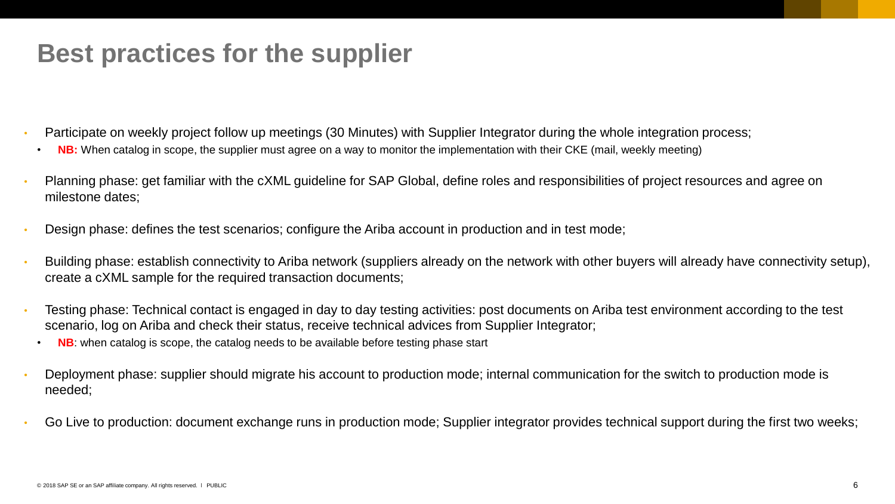# Best practices for the supplier

- Participate on weekly project follow up meetings (30 Minutes) with Supplier Integrator during the whole integration process;
  - **NB:** When catalog in scope, the supplier must agree on a way to monitor the implementation with their CKE (mail, weekly meeting)
- Planning phase: get familiar with the cXML guideline for SAP Global, define roles and responsibilities of project resources and agree on milestone dates;
- Design phase: defines the test scenarios; configure the Ariba account in production and in test mode;
- Building phase: establish connectivity to Ariba network (suppliers already on the network with other buyers will already have connectivity setup), create a cXML sample for the required transaction documents;
- Testing phase: Technical contact is engaged in day to day testing activities: post documents on Ariba test environment according to the test scenario, log on Ariba and check their status, receive technical advices from Supplier Integrator;
  - **NB**: when catalog is scope, the catalog needs to be available before testing phase start
- Deployment phase: supplier should migrate his account to production mode; internal communication for the switch to production mode is needed;
- Go Live to production: document exchange runs in production mode; Supplier integrator provides technical support during the first two weeks;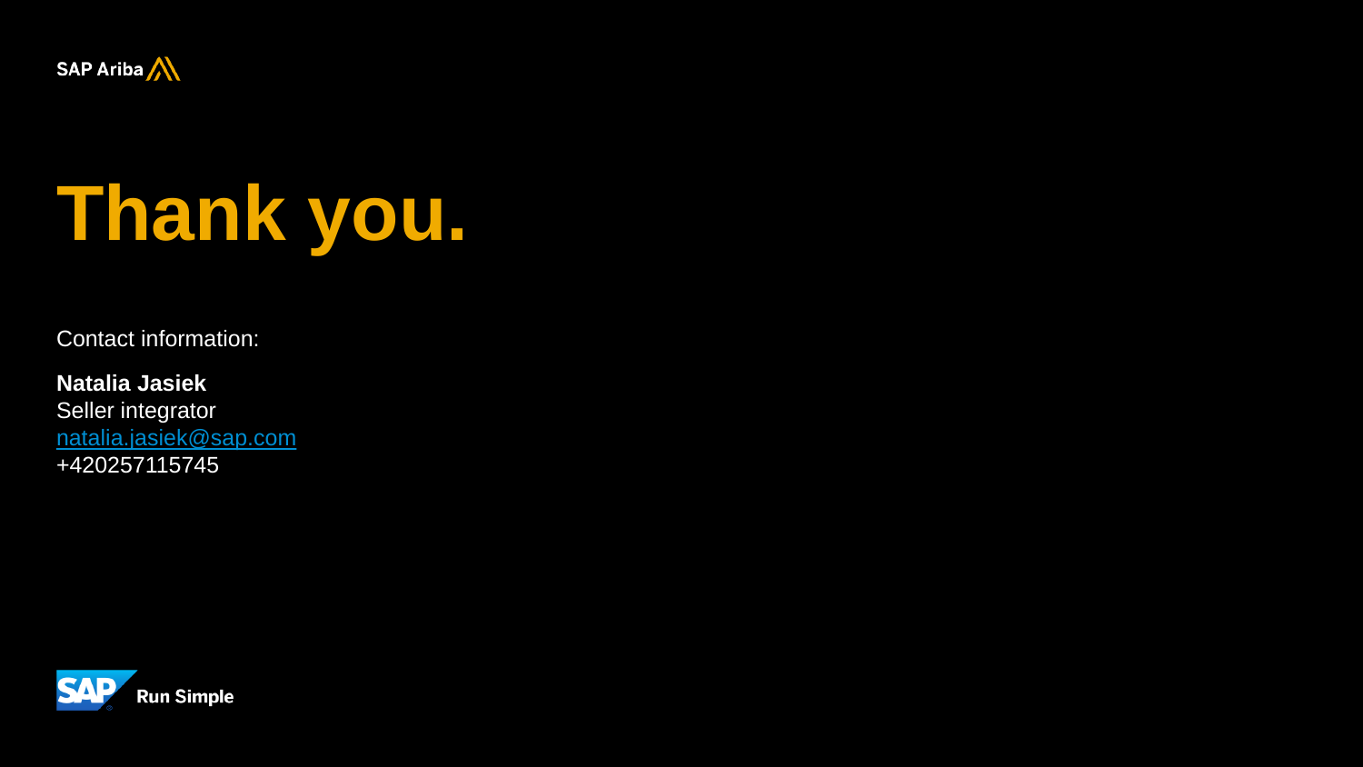SAP Ariba

# Thank you.

Contact information:

**Natalia Jasiek**
Seller integrator
natalia.jasiek@sap.com
+420257115745

SAP Run Simple